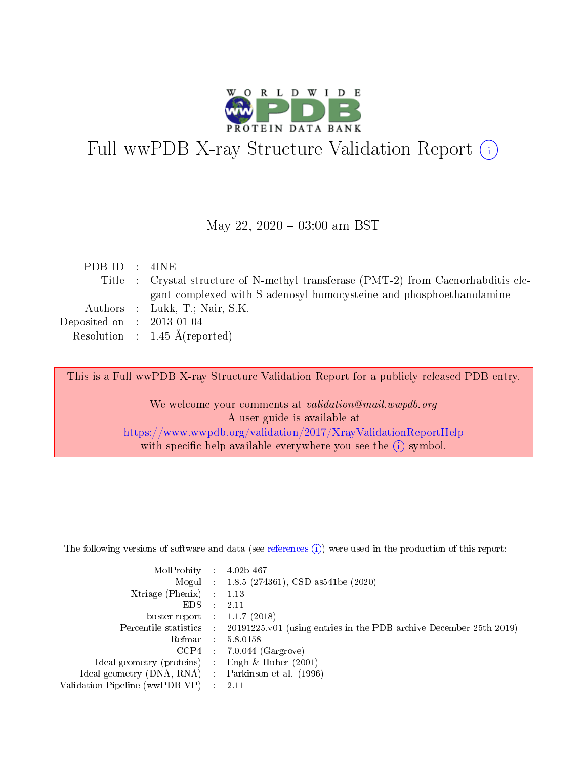# Full wwPDB X-ray Structure Validation Report ⓘ

May 22, 2020 – 03:00 am BST

| | | |
|---|---|---|
| PDB ID | : | 4INE |
| Title | : | Crystal structure of N-methyl transferase (PMT-2) from Caenorhabditis elegant complexed with S-adenosyl homocysteine and phosphoethanolamine |
| Authors | : | Lukk, T.; Nair, S.K. |
| Deposited on | : | 2013-01-04 |
| Resolution | : | 1.45 Å(reported) |

This is a Full wwPDB X-ray Structure Validation Report for a publicly released PDB entry.

We welcome your comments at *validation@mail.wwpdb.org*
A user guide is available at
https://www.wwpdb.org/validation/2017/XrayValidationReportHelp
with specific help available everywhere you see the ⓘ symbol.

---

The following versions of software and data (see references ⓘ) were used in the production of this report:

| | | |
|---|---|---|
| MolProbity | : | 4.02b-467 |
| Mogul | : | 1.8.5 (274361), CSD as541be (2020) |
| Xtriage (Phenix) | : | 1.13 |
| EDS | : | 2.11 |
| buster-report | : | 1.1.7 (2018) |
| Percentile statistics | : | 20191225.v01 (using entries in the PDB archive December 25th 2019) |
| Refmac | : | 5.8.0158 |
| CCP4 | : | 7.0.044 (Gargrove) |
| Ideal geometry (proteins) | : | Engh & Huber (2001) |
| Ideal geometry (DNA, RNA) | : | Parkinson et al. (1996) |
| Validation Pipeline (wwPDB-VP) | : | 2.11 |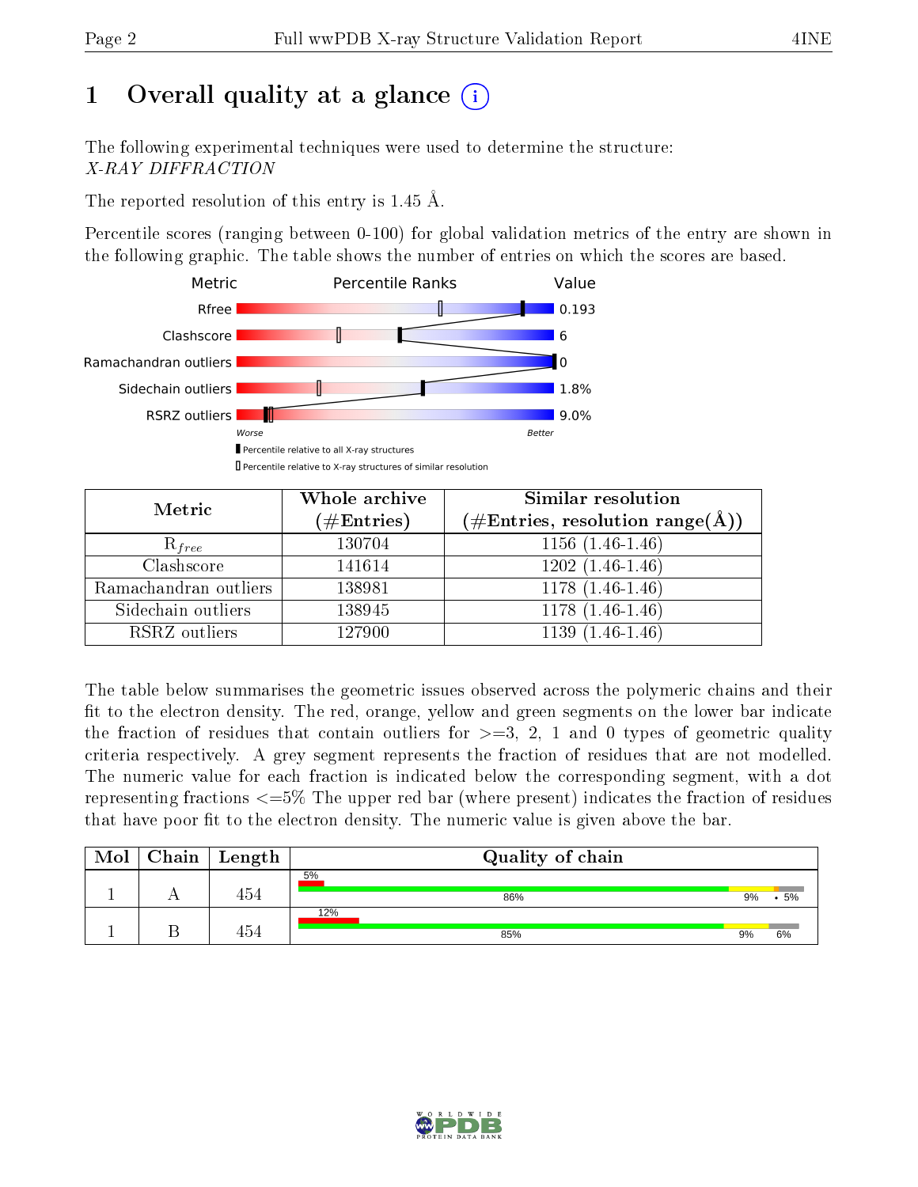# 1 Overall quality at a glance (i)

The following experimental techniques were used to determine the structure:
*X-RAY DIFFRACTION*

The reported resolution of this entry is 1.45 Å.

Percentile scores (ranging between 0-100) for global validation metrics of the entry are shown in the following graphic. The table shows the number of entries on which the scores are based.

| Metric | Value |
|---|---|
| Rfree | 0.193 |
| Clashscore | 6 |
| Ramachandran outliers | 0 |
| Sidechain outliers | 1.8% |
| RSRZ outliers | 9.0% |

Worse — Better

▮ Percentile relative to all X-ray structures
▯ Percentile relative to X-ray structures of similar resolution

| Metric | Whole archive (#Entries) | Similar resolution (#Entries, resolution range(Å)) |
|---|---|---|
| $R_{free}$ | 130704 | 1156 (1.46-1.46) |
| Clashscore | 141614 | 1202 (1.46-1.46) |
| Ramachandran outliers | 138981 | 1178 (1.46-1.46) |
| Sidechain outliers | 138945 | 1178 (1.46-1.46) |
| RSRZ outliers | 127900 | 1139 (1.46-1.46) |

The table below summarises the geometric issues observed across the polymeric chains and their fit to the electron density. The red, orange, yellow and green segments on the lower bar indicate the fraction of residues that contain outliers for >=3, 2, 1 and 0 types of geometric quality criteria respectively. A grey segment represents the fraction of residues that are not modelled. The numeric value for each fraction is indicated below the corresponding segment, with a dot representing fractions <=5% The upper red bar (where present) indicates the fraction of residues that have poor fit to the electron density. The numeric value is given above the bar.

| Mol | Chain | Length | Quality of chain |
|---|---|---|---|
| 1 | A | 454 | 5% / 86% 9% • 5% |
| 1 | B | 454 | 12% / 85% 9% 6% |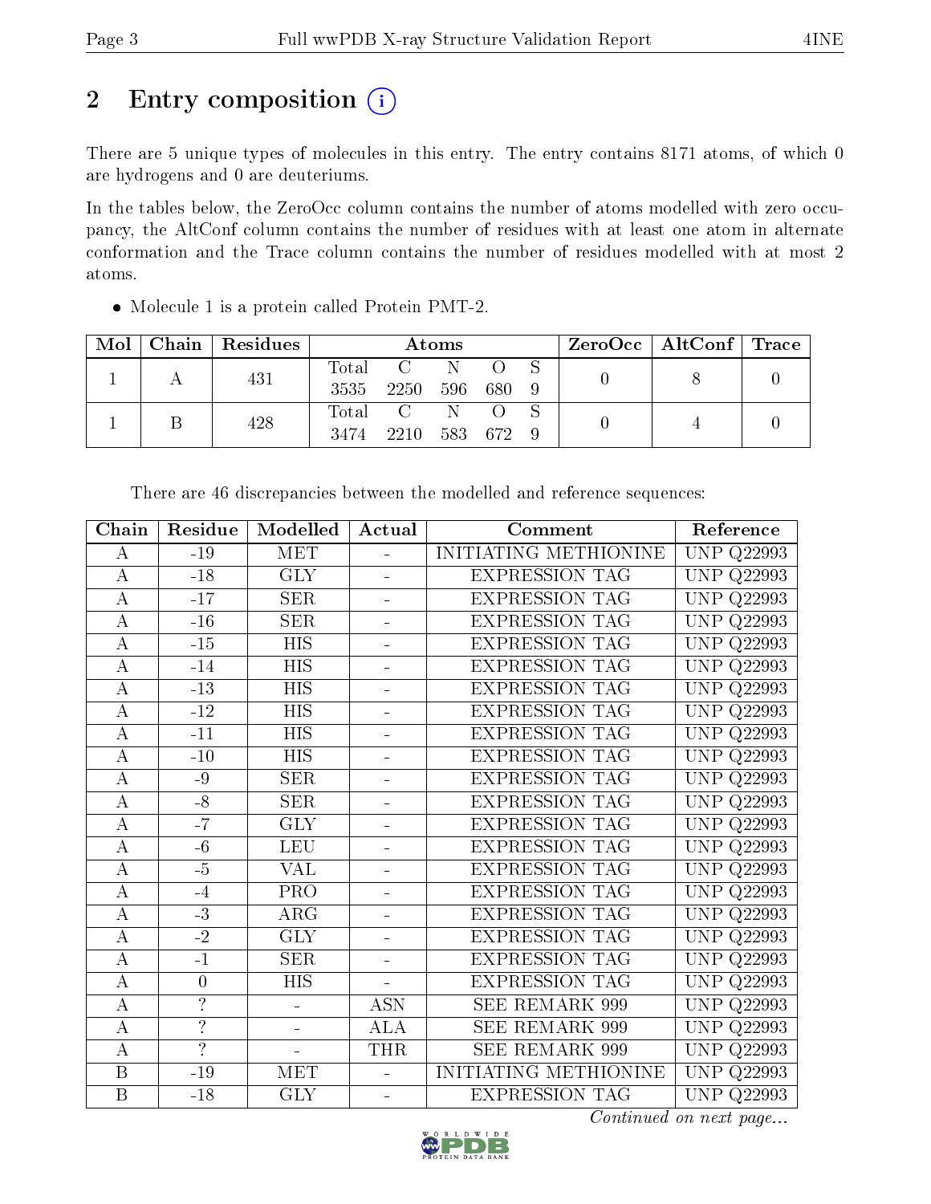# 2 Entry composition (i)

There are 5 unique types of molecules in this entry. The entry contains 8171 atoms, of which 0 are hydrogens and 0 are deuteriums.

In the tables below, the ZeroOcc column contains the number of atoms modelled with zero occupancy, the AltConf column contains the number of residues with at least one atom in alternate conformation and the Trace column contains the number of residues modelled with at most 2 atoms.

- Molecule 1 is a protein called Protein PMT-2.

| Mol | Chain | Residues | Atoms | | | | | ZeroOcc | AltConf | Trace |
|---|---|---|---|---|---|---|---|---|---|---|
| 1 | A | 431 | Total 3535 | C 2250 | N 596 | O 680 | S 9 | 0 | 8 | 0 |
| 1 | B | 428 | Total 3474 | C 2210 | N 583 | O 672 | S 9 | 0 | 4 | 0 |

There are 46 discrepancies between the modelled and reference sequences:

| Chain | Residue | Modelled | Actual | Comment | Reference |
|---|---|---|---|---|---|
| A | -19 | MET | - | INITIATING METHIONINE | UNP Q22993 |
| A | -18 | GLY | - | EXPRESSION TAG | UNP Q22993 |
| A | -17 | SER | - | EXPRESSION TAG | UNP Q22993 |
| A | -16 | SER | - | EXPRESSION TAG | UNP Q22993 |
| A | -15 | HIS | - | EXPRESSION TAG | UNP Q22993 |
| A | -14 | HIS | - | EXPRESSION TAG | UNP Q22993 |
| A | -13 | HIS | - | EXPRESSION TAG | UNP Q22993 |
| A | -12 | HIS | - | EXPRESSION TAG | UNP Q22993 |
| A | -11 | HIS | - | EXPRESSION TAG | UNP Q22993 |
| A | -10 | HIS | - | EXPRESSION TAG | UNP Q22993 |
| A | -9 | SER | - | EXPRESSION TAG | UNP Q22993 |
| A | -8 | SER | - | EXPRESSION TAG | UNP Q22993 |
| A | -7 | GLY | - | EXPRESSION TAG | UNP Q22993 |
| A | -6 | LEU | - | EXPRESSION TAG | UNP Q22993 |
| A | -5 | VAL | - | EXPRESSION TAG | UNP Q22993 |
| A | -4 | PRO | - | EXPRESSION TAG | UNP Q22993 |
| A | -3 | ARG | - | EXPRESSION TAG | UNP Q22993 |
| A | -2 | GLY | - | EXPRESSION TAG | UNP Q22993 |
| A | -1 | SER | - | EXPRESSION TAG | UNP Q22993 |
| A | 0 | HIS | - | EXPRESSION TAG | UNP Q22993 |
| A | ? | - | ASN | SEE REMARK 999 | UNP Q22993 |
| A | ? | - | ALA | SEE REMARK 999 | UNP Q22993 |
| A | ? | - | THR | SEE REMARK 999 | UNP Q22993 |
| B | -19 | MET | - | INITIATING METHIONINE | UNP Q22993 |
| B | -18 | GLY | - | EXPRESSION TAG | UNP Q22993 |

*Continued on next page...*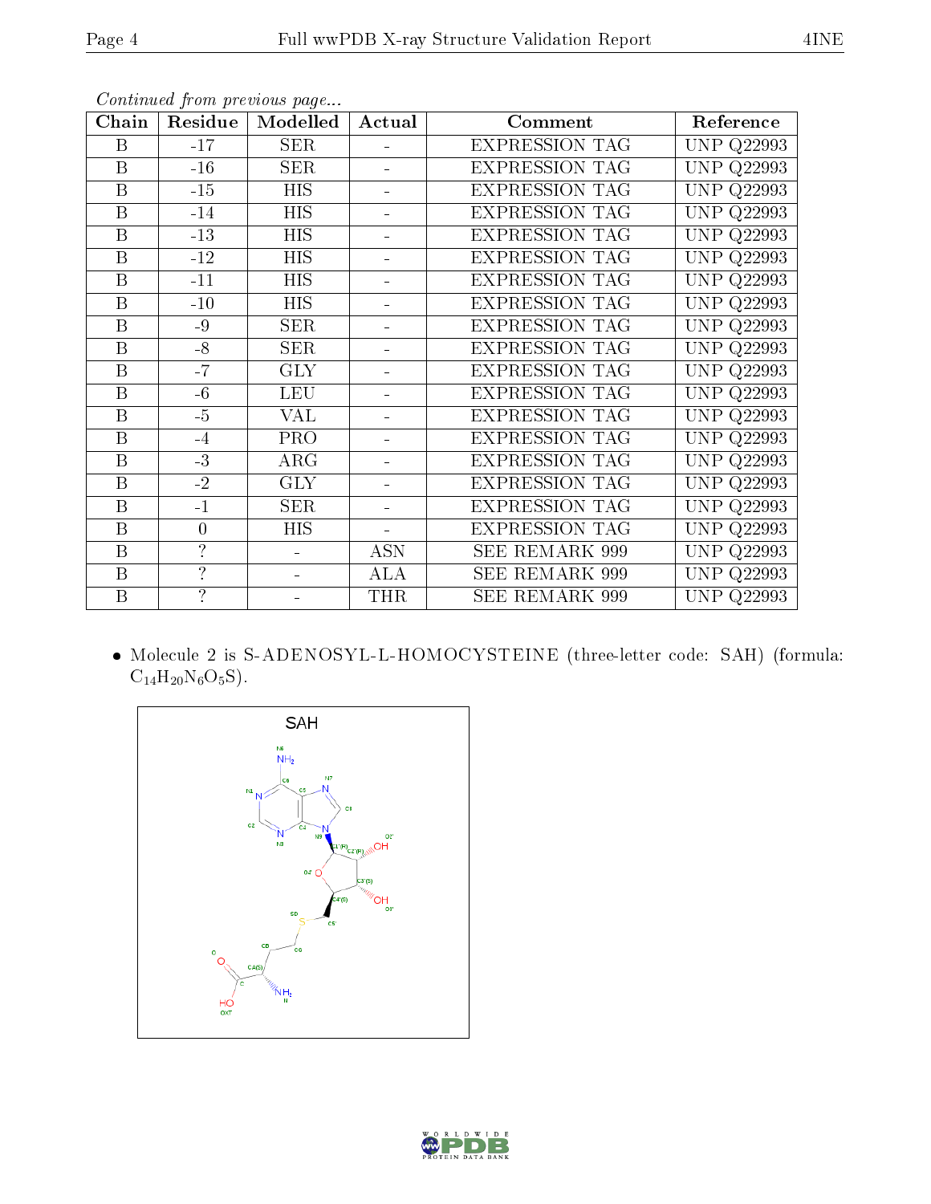*Continued from previous page...*

| Chain | Residue | Modelled | Actual | Comment | Reference |
|---|---|---|---|---|---|
| B | -17 | SER | - | EXPRESSION TAG | UNP Q22993 |
| B | -16 | SER | - | EXPRESSION TAG | UNP Q22993 |
| B | -15 | HIS | - | EXPRESSION TAG | UNP Q22993 |
| B | -14 | HIS | - | EXPRESSION TAG | UNP Q22993 |
| B | -13 | HIS | - | EXPRESSION TAG | UNP Q22993 |
| B | -12 | HIS | - | EXPRESSION TAG | UNP Q22993 |
| B | -11 | HIS | - | EXPRESSION TAG | UNP Q22993 |
| B | -10 | HIS | - | EXPRESSION TAG | UNP Q22993 |
| B | -9 | SER | - | EXPRESSION TAG | UNP Q22993 |
| B | -8 | SER | - | EXPRESSION TAG | UNP Q22993 |
| B | -7 | GLY | - | EXPRESSION TAG | UNP Q22993 |
| B | -6 | LEU | - | EXPRESSION TAG | UNP Q22993 |
| B | -5 | VAL | - | EXPRESSION TAG | UNP Q22993 |
| B | -4 | PRO | - | EXPRESSION TAG | UNP Q22993 |
| B | -3 | ARG | - | EXPRESSION TAG | UNP Q22993 |
| B | -2 | GLY | - | EXPRESSION TAG | UNP Q22993 |
| B | -1 | SER | - | EXPRESSION TAG | UNP Q22993 |
| B | 0 | HIS | - | EXPRESSION TAG | UNP Q22993 |
| B | ? | - | ASN | SEE REMARK 999 | UNP Q22993 |
| B | ? | - | ALA | SEE REMARK 999 | UNP Q22993 |
| B | ? | - | THR | SEE REMARK 999 | UNP Q22993 |

- Molecule 2 is S-ADENOSYL-L-HOMOCYSTEINE (three-letter code: SAH) (formula: $C_{14}H_{20}N_6O_5S$).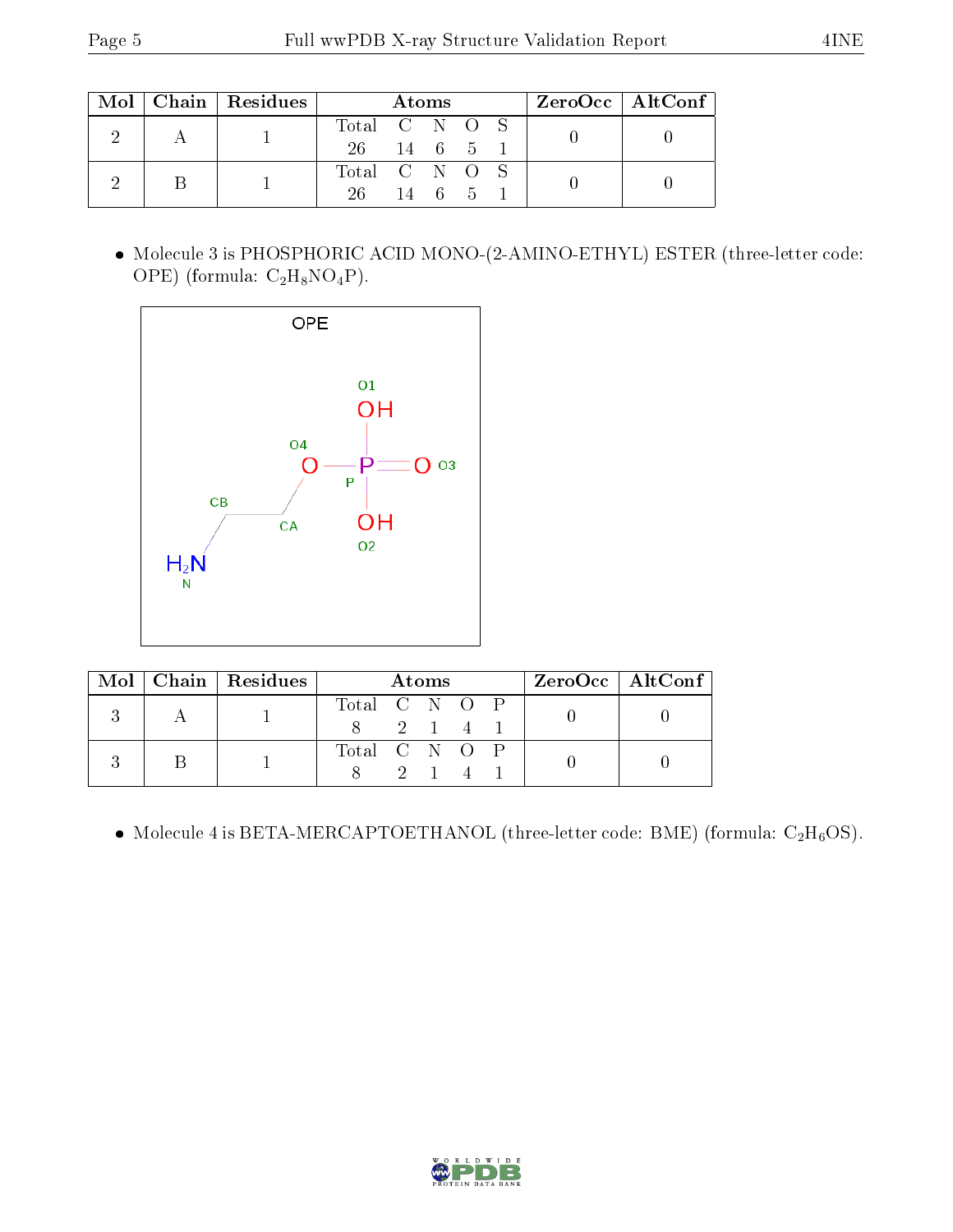| Mol | Chain | Residues | Atoms | | | | | ZeroOcc | AltConf |
|---|---|---|---|---|---|---|---|---|---|
| | | | Total | C | N | O | S | | |
| 2 | A | 1 | 26 | 14 | 6 | 5 | 1 | 0 | 0 |
| 2 | B | 1 | 26 | 14 | 6 | 5 | 1 | 0 | 0 |

- Molecule 3 is PHOSPHORIC ACID MONO-(2-AMINO-ETHYL) ESTER (three-letter code: OPE) (formula: $C_2H_8NO_4P$).

| Mol | Chain | Residues | Atoms | | | | | ZeroOcc | AltConf |
|---|---|---|---|---|---|---|---|---|---|
| | | | Total | C | N | O | P | | |
| 3 | A | 1 | 8 | 2 | 1 | 4 | 1 | 0 | 0 |
| 3 | B | 1 | 8 | 2 | 1 | 4 | 1 | 0 | 0 |

- Molecule 4 is BETA-MERCAPTOETHANOL (three-letter code: BME) (formula: $C_2H_6OS$).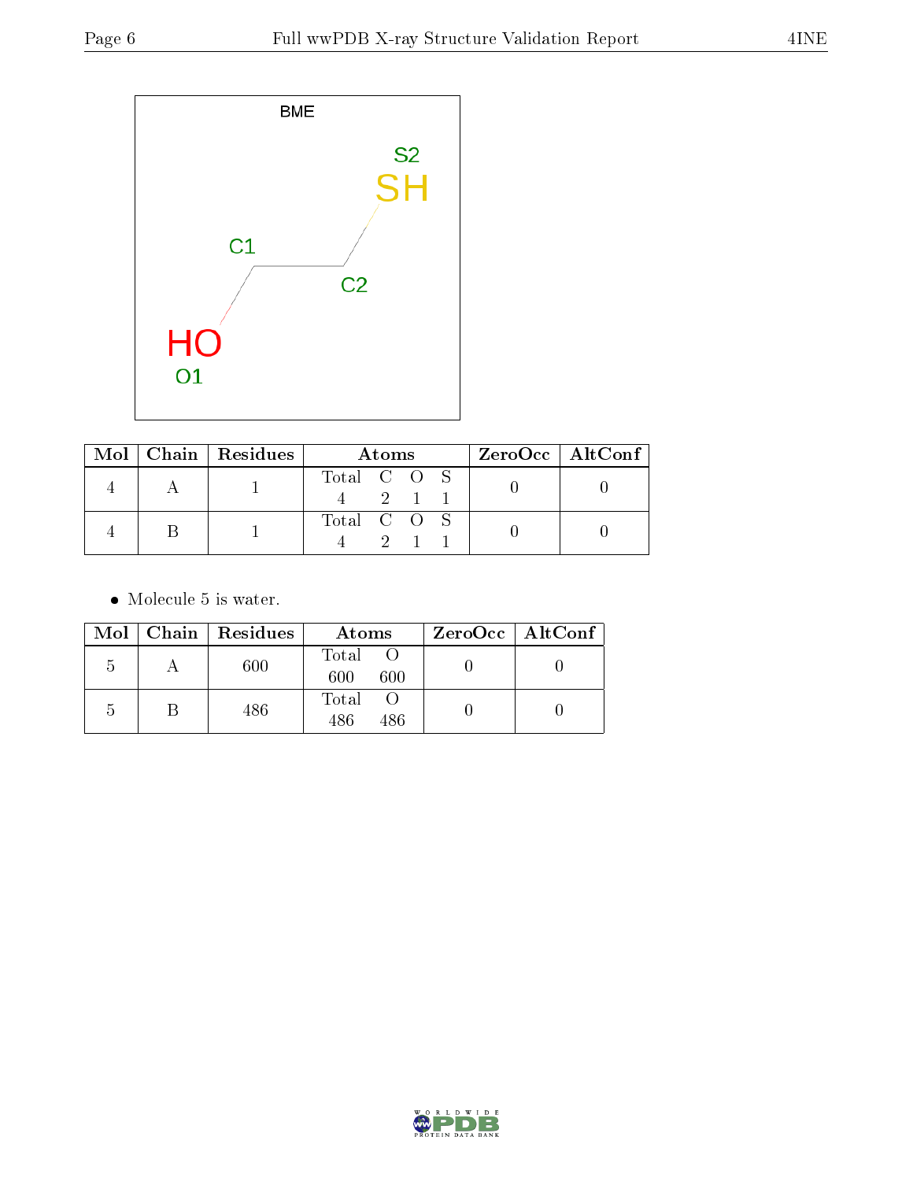BME

S2 SH

C1

C2

HO O1

| Mol | Chain | Residues | Atoms | | | | ZeroOcc | AltConf |
|---|---|---|---|---|---|---|---|---|
| | | | Total | C | O | S | | |
| 4 | A | 1 | 4 | 2 | 1 | 1 | 0 | 0 |
| 4 | B | 1 | 4 | 2 | 1 | 1 | 0 | 0 |

- Molecule 5 is water.

| Mol | Chain | Residues | Atoms | | ZeroOcc | AltConf |
|---|---|---|---|---|---|---|
| | | | Total | O | | |
| 5 | A | 600 | 600 | 600 | 0 | 0 |
| 5 | B | 486 | 486 | 486 | 0 | 0 |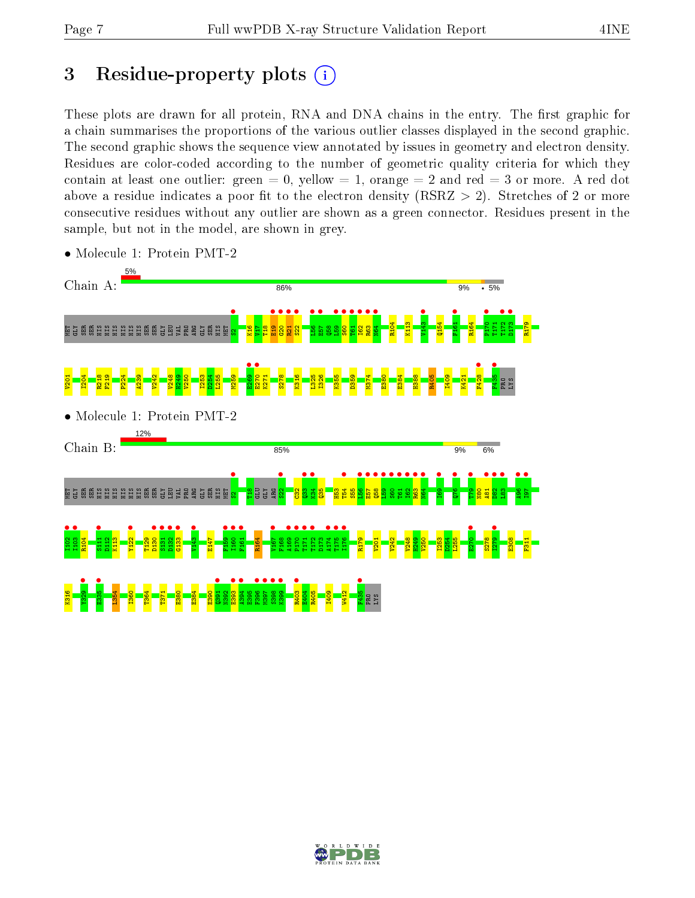# 3 Residue-property plots

These plots are drawn for all protein, RNA and DNA chains in the entry. The first graphic for a chain summarises the proportions of the various outlier classes displayed in the second graphic. The second graphic shows the sequence view annotated by issues in geometry and electron density. Residues are color-coded according to the number of geometric quality criteria for which they contain at least one outlier: green = 0, yellow = 1, orange = 2 and red = 3 or more. A red dot above a residue indicates a poor fit to the electron density (RSRZ > 2). Stretches of 2 or more consecutive residues without any outlier are shown as a green connector. Residues present in the sample, but not in the model, are shown in grey.

- Molecule 1: Protein PMT-2

Chain A: 5% | 86% | 9% | • | 5%

MET GLY SER SER HIS HIS HIS HIS HIS HIS SER SER GLY LEU VAL PRO ARG GLY SER HIS MET S2 K16 V17 T18 E19 G20 R21 S22 L56 E57 Q58 L59 S60 T61 I62 R63 N64 R104 K113 V143 Q154 F161 R164 P170 T171 T172 D173 R179 V201 I204 R218 F219 P224 A239 V242 V248 H249 V250 I253 D254 L255 M259 E269 E270 K271 S278 K316 L325 I326 K355 D359 M374 E380 E384 H388 R405 I409 K421 F428 F435 PRO LYS

- Molecule 1: Protein PMT-2

Chain B: 12% | 85% | 9% | 6%

MET GLY SER SER HIS HIS HIS HIS HIS HIS SER SER GLY LEU VAL PRO ARG GLY SER HIS MET S2 T18 GLU GLY ARG S22 C32 Q33 K34 Q35 H53 T54 S55 L56 E57 Q58 L59 S60 T61 I62 R63 N64 I69 Q76 T79 N80 A81 D82 L83 A96 I97 I102 L103 R104 S111 D112 K113 Y122 T129 D130 S131 D132 G133 V143 E147 F159 I160 F161 R164 V167 F168 A169 P170 T171 T172 D173 A174 T175 I176 R179 V201 V242 V248 H249 V250 I253 D254 L255 E270 S278 I279 E308 F311 K316 Y329 E335 L354 I360 T364 T371 E380 E384 E390 Q391 N392 E393 A394 E395 F396 M397 S398 K399 R403 E404 R405 I409 W412 F435 PRO LYS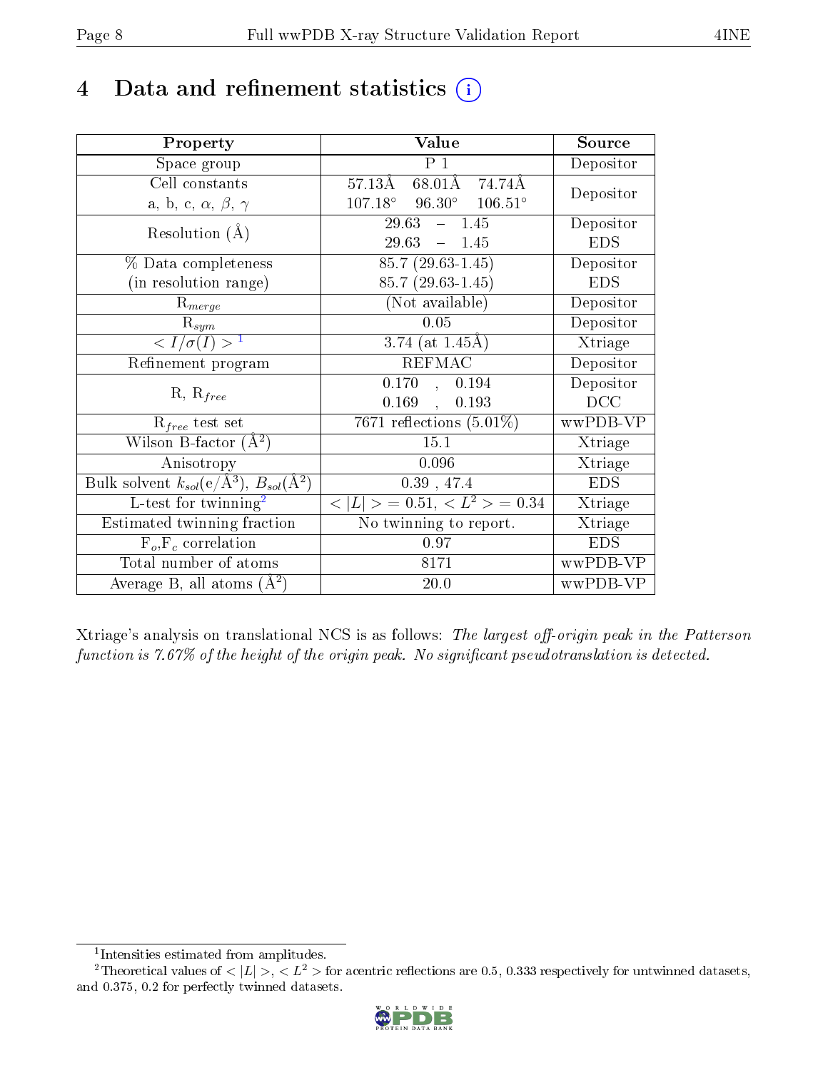# 4 Data and refinement statistics (i)

| Property | Value | Source |
|---|---|---|
| Space group | P 1 | Depositor |
| Cell constants<br>a, b, c, $\alpha$, $\beta$, $\gamma$ | 57.13Å 68.01Å 74.74Å<br>107.18° 96.30° 106.51° | Depositor |
| Resolution (Å) | 29.63 – 1.45<br>29.63 – 1.45 | Depositor<br>EDS |
| % Data completeness<br>(in resolution range) | 85.7 (29.63-1.45)<br>85.7 (29.63-1.45) | Depositor<br>EDS |
| $R_{merge}$ | (Not available) | Depositor |
| $R_{sym}$ | 0.05 | Depositor |
| $< I/\sigma(I) >$ [1] | 3.74 (at 1.45Å) | Xtriage |
| Refinement program | REFMAC | Depositor |
| R, $R_{free}$ | 0.170 , 0.194<br>0.169 , 0.193 | Depositor<br>DCC |
| $R_{free}$ test set | 7671 reflections (5.01%) | wwPDB-VP |
| Wilson B-factor ($Å^2$) | 15.1 | Xtriage |
| Anisotropy | 0.096 | Xtriage |
| Bulk solvent $k_{sol}$(e/$Å^3$), $B_{sol}$($Å^2$) | 0.39 , 47.4 | EDS |
| L-test for twinning[2] | $< \|L\| >$ = 0.51, $< L^2 >$ = 0.34 | Xtriage |
| Estimated twinning fraction | No twinning to report. | Xtriage |
| $F_o$,$F_c$ correlation | 0.97 | EDS |
| Total number of atoms | 8171 | wwPDB-VP |
| Average B, all atoms ($Å^2$) | 20.0 | wwPDB-VP |

Xtriage's analysis on translational NCS is as follows: *The largest off-origin peak in the Patterson function is 7.67% of the height of the origin peak. No significant pseudotranslation is detected.*

[1] Intensities estimated from amplitudes.

[2] Theoretical values of $< |L| >$, $< L^2 >$ for acentric reflections are 0.5, 0.333 respectively for untwinned datasets, and 0.375, 0.2 for perfectly twinned datasets.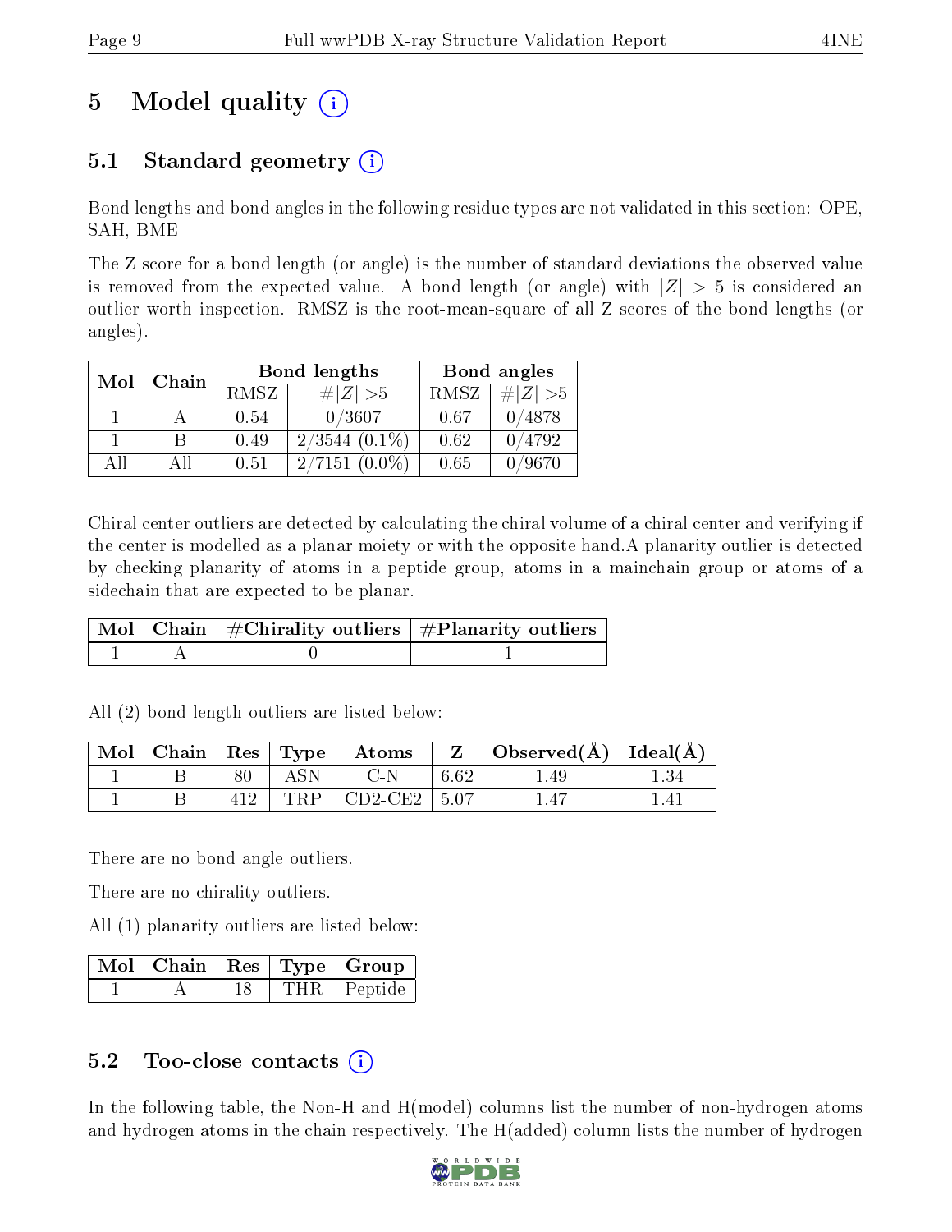# 5 Model quality (i)

## 5.1 Standard geometry (i)

Bond lengths and bond angles in the following residue types are not validated in this section: OPE, SAH, BME

The Z score for a bond length (or angle) is the number of standard deviations the observed value is removed from the expected value. A bond length (or angle) with $|Z| > 5$ is considered an outlier worth inspection. RMSZ is the root-mean-square of all Z scores of the bond lengths (or angles).

| Mol | Chain | Bond lengths | | Bond angles | |
|---|---|---|---|---|---|
| | | RMSZ | $\#\|Z\| > 5$ | RMSZ | $\#\|Z\| > 5$ |
| 1 | A | 0.54 | 0/3607 | 0.67 | 0/4878 |
| 1 | B | 0.49 | 2/3544 (0.1%) | 0.62 | 0/4792 |
| All | All | 0.51 | 2/7151 (0.0%) | 0.65 | 0/9670 |

Chiral center outliers are detected by calculating the chiral volume of a chiral center and verifying if the center is modelled as a planar moiety or with the opposite hand.A planarity outlier is detected by checking planarity of atoms in a peptide group, atoms in a mainchain group or atoms of a sidechain that are expected to be planar.

| Mol | Chain | #Chirality outliers | #Planarity outliers |
|---|---|---|---|
| 1 | A | 0 | 1 |

All (2) bond length outliers are listed below:

| Mol | Chain | Res | Type | Atoms | Z | Observed(Å) | Ideal(Å) |
|---|---|---|---|---|---|---|---|
| 1 | B | 80 | ASN | C-N | 6.62 | 1.49 | 1.34 |
| 1 | B | 412 | TRP | CD2-CE2 | 5.07 | 1.47 | 1.41 |

There are no bond angle outliers.

There are no chirality outliers.

All (1) planarity outliers are listed below:

| Mol | Chain | Res | Type | Group |
|---|---|---|---|---|
| 1 | A | 18 | THR | Peptide |

## 5.2 Too-close contacts (i)

In the following table, the Non-H and H(model) columns list the number of non-hydrogen atoms and hydrogen atoms in the chain respectively. The H(added) column lists the number of hydrogen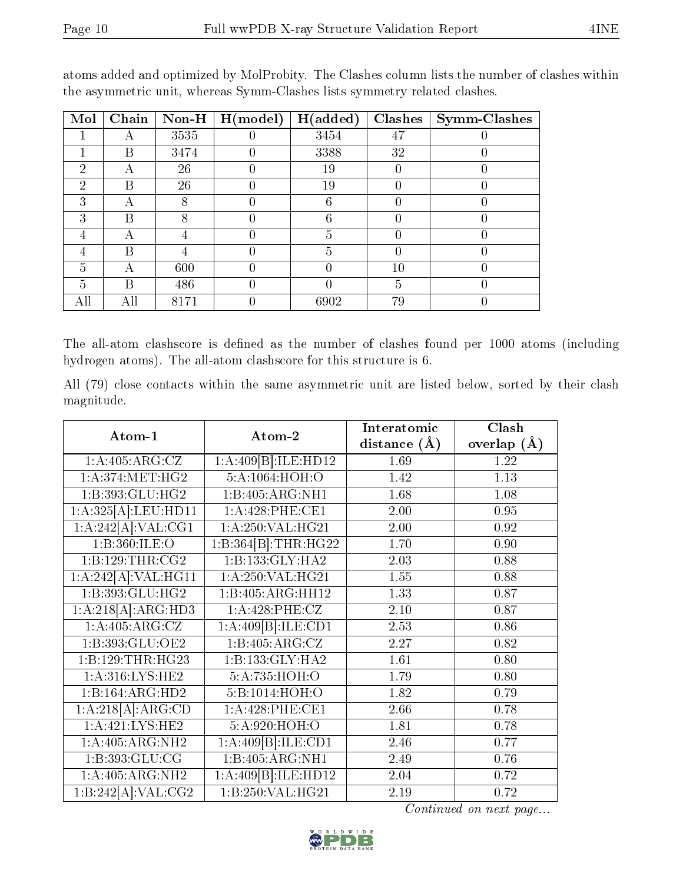atoms added and optimized by MolProbity. The Clashes column lists the number of clashes within the asymmetric unit, whereas Symm-Clashes lists symmetry related clashes.

| Mol | Chain | Non-H | H(model) | H(added) | Clashes | Symm-Clashes |
|---|---|---|---|---|---|---|
| 1 | A | 3535 | 0 | 3454 | 47 | 0 |
| 1 | B | 3474 | 0 | 3388 | 32 | 0 |
| 2 | A | 26 | 0 | 19 | 0 | 0 |
| 2 | B | 26 | 0 | 19 | 0 | 0 |
| 3 | A | 8 | 0 | 6 | 0 | 0 |
| 3 | B | 8 | 0 | 6 | 0 | 0 |
| 4 | A | 4 | 0 | 5 | 0 | 0 |
| 4 | B | 4 | 0 | 5 | 0 | 0 |
| 5 | A | 600 | 0 | 0 | 10 | 0 |
| 5 | B | 486 | 0 | 0 | 5 | 0 |
| All | All | 8171 | 0 | 6902 | 79 | 0 |

The all-atom clashscore is defined as the number of clashes found per 1000 atoms (including hydrogen atoms). The all-atom clashscore for this structure is 6.

All (79) close contacts within the same asymmetric unit are listed below, sorted by their clash magnitude.

| Atom-1 | Atom-2 | Interatomic distance (Å) | Clash overlap (Å) |
|---|---|---|---|
| 1:A:405:ARG:CZ | 1:A:409[B]:ILE:HD12 | 1.69 | 1.22 |
| 1:A:374:MET:HG2 | 5:A:1064:HOH:O | 1.42 | 1.13 |
| 1:B:393:GLU:HG2 | 1:B:405:ARG:NH1 | 1.68 | 1.08 |
| 1:A:325[A]:LEU:HD11 | 1:A:428:PHE:CE1 | 2.00 | 0.95 |
| 1:A:242[A]:VAL:CG1 | 1:A:250:VAL:HG21 | 2.00 | 0.92 |
| 1:B:360:ILE:O | 1:B:364[B]:THR:HG22 | 1.70 | 0.90 |
| 1:B:129:THR:CG2 | 1:B:133:GLY:HA2 | 2.03 | 0.88 |
| 1:A:242[A]:VAL:HG11 | 1:A:250:VAL:HG21 | 1.55 | 0.88 |
| 1:B:393:GLU:HG2 | 1:B:405:ARG:HH12 | 1.33 | 0.87 |
| 1:A:218[A]:ARG:HD3 | 1:A:428:PHE:CZ | 2.10 | 0.87 |
| 1:A:405:ARG:CZ | 1:A:409[B]:ILE:CD1 | 2.53 | 0.86 |
| 1:B:393:GLU:OE2 | 1:B:405:ARG:CZ | 2.27 | 0.82 |
| 1:B:129:THR:HG23 | 1:B:133:GLY:HA2 | 1.61 | 0.80 |
| 1:A:316:LYS:HE2 | 5:A:735:HOH:O | 1.79 | 0.80 |
| 1:B:164:ARG:HD2 | 5:B:1014:HOH:O | 1.82 | 0.79 |
| 1:A:218[A]:ARG:CD | 1:A:428:PHE:CE1 | 2.66 | 0.78 |
| 1:A:421:LYS:HE2 | 5:A:920:HOH:O | 1.81 | 0.78 |
| 1:A:405:ARG:NH2 | 1:A:409[B]:ILE:CD1 | 2.46 | 0.77 |
| 1:B:393:GLU:CG | 1:B:405:ARG:NH1 | 2.49 | 0.76 |
| 1:A:405:ARG:NH2 | 1:A:409[B]:ILE:HD12 | 2.04 | 0.72 |
| 1:B:242[A]:VAL:CG2 | 1:B:250:VAL:HG21 | 2.19 | 0.72 |

*Continued on next page...*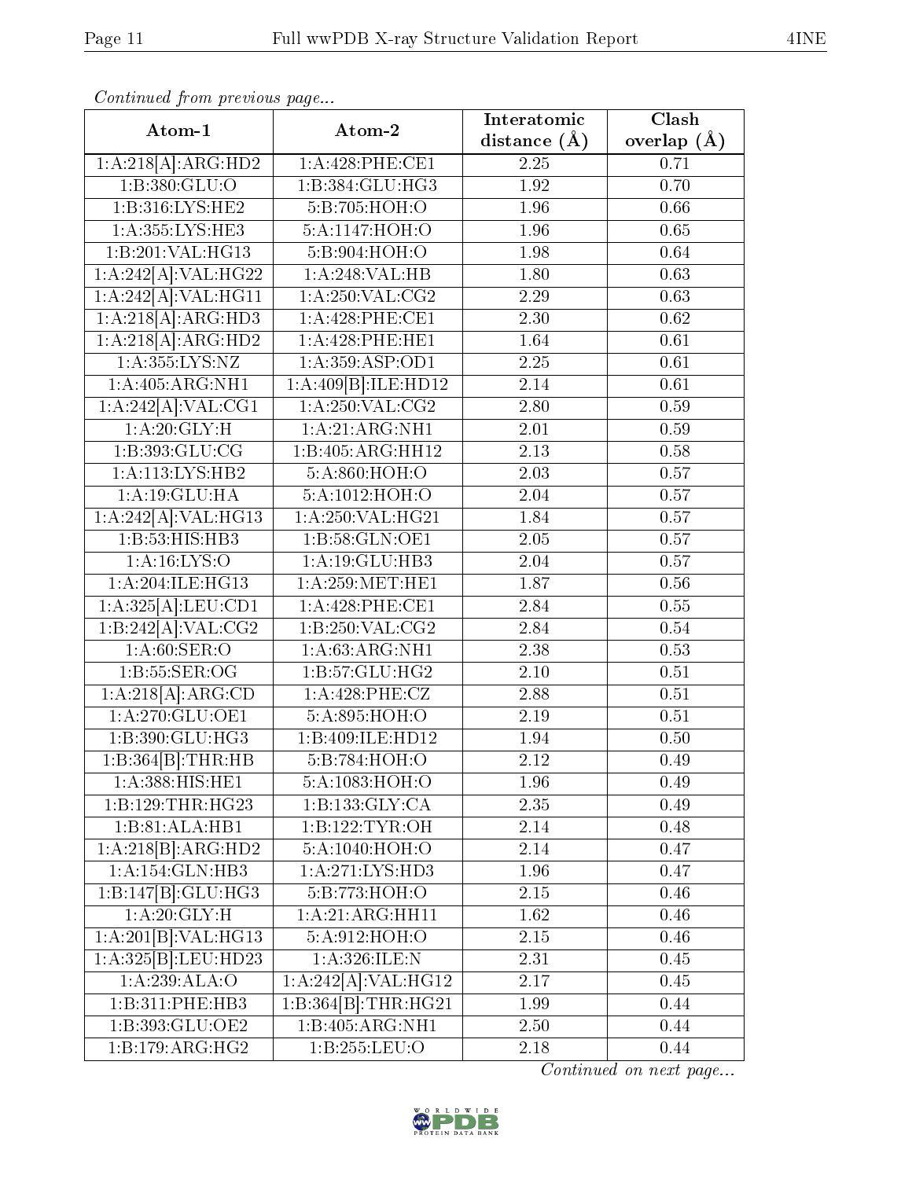*Continued from previous page...*

| Atom-1 | Atom-2 | Interatomic distance (Å) | Clash overlap (Å) |
|---|---|---|---|
| 1:A:218[A]:ARG:HD2 | 1:A:428:PHE:CE1 | 2.25 | 0.71 |
| 1:B:380:GLU:O | 1:B:384:GLU:HG3 | 1.92 | 0.70 |
| 1:B:316:LYS:HE2 | 5:B:705:HOH:O | 1.96 | 0.66 |
| 1:A:355:LYS:HE3 | 5:A:1147:HOH:O | 1.96 | 0.65 |
| 1:B:201:VAL:HG13 | 5:B:904:HOH:O | 1.98 | 0.64 |
| 1:A:242[A]:VAL:HG22 | 1:A:248:VAL:HB | 1.80 | 0.63 |
| 1:A:242[A]:VAL:HG11 | 1:A:250:VAL:CG2 | 2.29 | 0.63 |
| 1:A:218[A]:ARG:HD3 | 1:A:428:PHE:CE1 | 2.30 | 0.62 |
| 1:A:218[A]:ARG:HD2 | 1:A:428:PHE:HE1 | 1.64 | 0.61 |
| 1:A:355:LYS:NZ | 1:A:359:ASP:OD1 | 2.25 | 0.61 |
| 1:A:405:ARG:NH1 | 1:A:409[B]:ILE:HD12 | 2.14 | 0.61 |
| 1:A:242[A]:VAL:CG1 | 1:A:250:VAL:CG2 | 2.80 | 0.59 |
| 1:A:20:GLY:H | 1:A:21:ARG:NH1 | 2.01 | 0.59 |
| 1:B:393:GLU:CG | 1:B:405:ARG:HH12 | 2.13 | 0.58 |
| 1:A:113:LYS:HB2 | 5:A:860:HOH:O | 2.03 | 0.57 |
| 1:A:19:GLU:HA | 5:A:1012:HOH:O | 2.04 | 0.57 |
| 1:A:242[A]:VAL:HG13 | 1:A:250:VAL:HG21 | 1.84 | 0.57 |
| 1:B:53:HIS:HB3 | 1:B:58:GLN:OE1 | 2.05 | 0.57 |
| 1:A:16:LYS:O | 1:A:19:GLU:HB3 | 2.04 | 0.57 |
| 1:A:204:ILE:HG13 | 1:A:259:MET:HE1 | 1.87 | 0.56 |
| 1:A:325[A]:LEU:CD1 | 1:A:428:PHE:CE1 | 2.84 | 0.55 |
| 1:B:242[A]:VAL:CG2 | 1:B:250:VAL:CG2 | 2.84 | 0.54 |
| 1:A:60:SER:O | 1:A:63:ARG:NH1 | 2.38 | 0.53 |
| 1:B:55:SER:OG | 1:B:57:GLU:HG2 | 2.10 | 0.51 |
| 1:A:218[A]:ARG:CD | 1:A:428:PHE:CZ | 2.88 | 0.51 |
| 1:A:270:GLU:OE1 | 5:A:895:HOH:O | 2.19 | 0.51 |
| 1:B:390:GLU:HG3 | 1:B:409:ILE:HD12 | 1.94 | 0.50 |
| 1:B:364[B]:THR:HB | 5:B:784:HOH:O | 2.12 | 0.49 |
| 1:A:388:HIS:HE1 | 5:A:1083:HOH:O | 1.96 | 0.49 |
| 1:B:129:THR:HG23 | 1:B:133:GLY:CA | 2.35 | 0.49 |
| 1:B:81:ALA:HB1 | 1:B:122:TYR:OH | 2.14 | 0.48 |
| 1:A:218[B]:ARG:HD2 | 5:A:1040:HOH:O | 2.14 | 0.47 |
| 1:A:154:GLN:HB3 | 1:A:271:LYS:HD3 | 1.96 | 0.47 |
| 1:B:147[B]:GLU:HG3 | 5:B:773:HOH:O | 2.15 | 0.46 |
| 1:A:20:GLY:H | 1:A:21:ARG:HH11 | 1.62 | 0.46 |
| 1:A:201[B]:VAL:HG13 | 5:A:912:HOH:O | 2.15 | 0.46 |
| 1:A:325[B]:LEU:HD23 | 1:A:326:ILE:N | 2.31 | 0.45 |
| 1:A:239:ALA:O | 1:A:242[A]:VAL:HG12 | 2.17 | 0.45 |
| 1:B:311:PHE:HB3 | 1:B:364[B]:THR:HG21 | 1.99 | 0.44 |
| 1:B:393:GLU:OE2 | 1:B:405:ARG:NH1 | 2.50 | 0.44 |
| 1:B:179:ARG:HG2 | 1:B:255:LEU:O | 2.18 | 0.44 |

*Continued on next page...*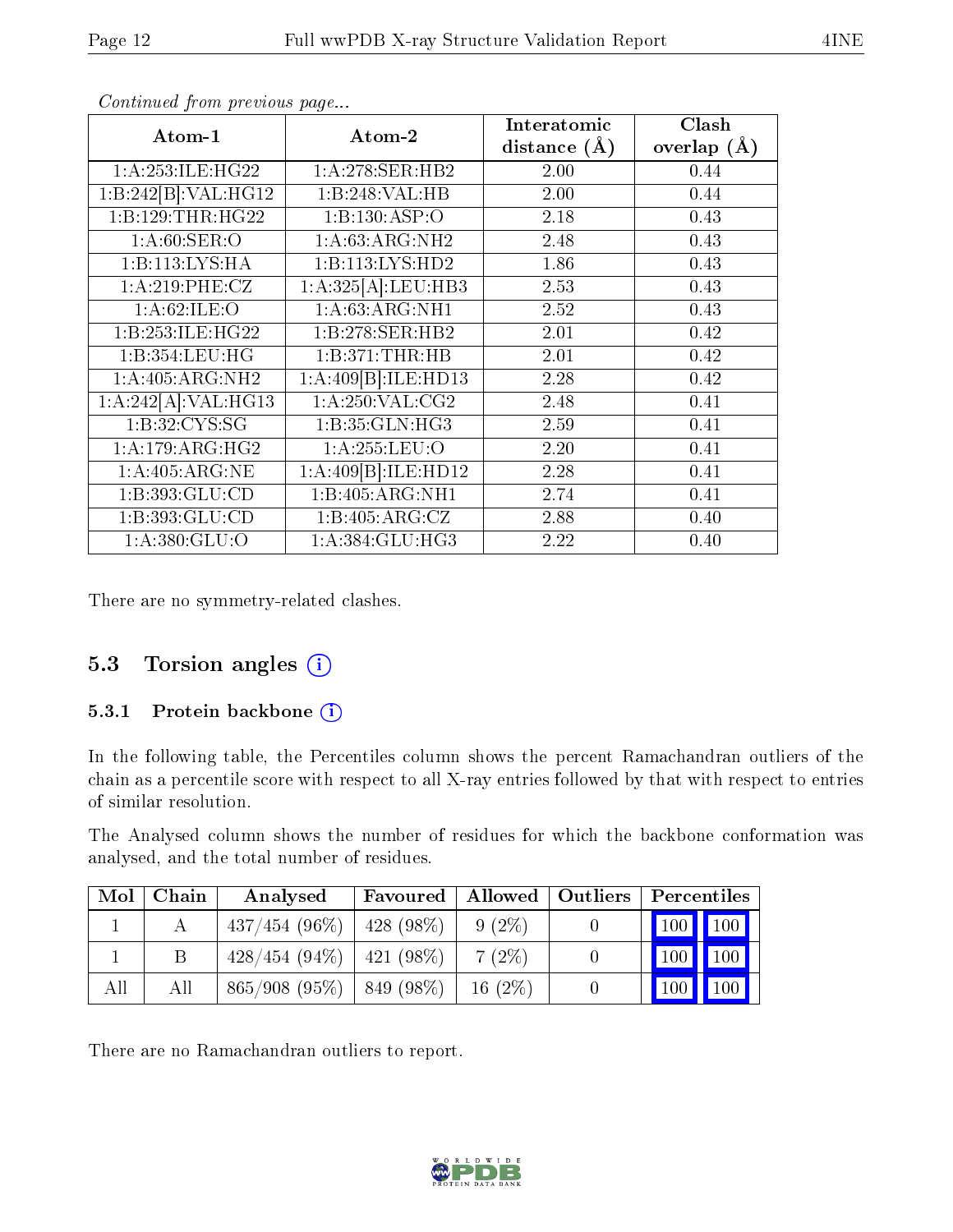*Continued from previous page...*

| Atom-1 | Atom-2 | Interatomic distance (Å) | Clash overlap (Å) |
|---|---|---|---|
| 1:A:253:ILE:HG22 | 1:A:278:SER:HB2 | 2.00 | 0.44 |
| 1:B:242[B]:VAL:HG12 | 1:B:248:VAL:HB | 2.00 | 0.44 |
| 1:B:129:THR:HG22 | 1:B:130:ASP:O | 2.18 | 0.43 |
| 1:A:60:SER:O | 1:A:63:ARG:NH2 | 2.48 | 0.43 |
| 1:B:113:LYS:HA | 1:B:113:LYS:HD2 | 1.86 | 0.43 |
| 1:A:219:PHE:CZ | 1:A:325[A]:LEU:HB3 | 2.53 | 0.43 |
| 1:A:62:ILE:O | 1:A:63:ARG:NH1 | 2.52 | 0.43 |
| 1:B:253:ILE:HG22 | 1:B:278:SER:HB2 | 2.01 | 0.42 |
| 1:B:354:LEU:HG | 1:B:371:THR:HB | 2.01 | 0.42 |
| 1:A:405:ARG:NH2 | 1:A:409[B]:ILE:HD13 | 2.28 | 0.42 |
| 1:A:242[A]:VAL:HG13 | 1:A:250:VAL:CG2 | 2.48 | 0.41 |
| 1:B:32:CYS:SG | 1:B:35:GLN:HG3 | 2.59 | 0.41 |
| 1:A:179:ARG:HG2 | 1:A:255:LEU:O | 2.20 | 0.41 |
| 1:A:405:ARG:NE | 1:A:409[B]:ILE:HD12 | 2.28 | 0.41 |
| 1:B:393:GLU:CD | 1:B:405:ARG:NH1 | 2.74 | 0.41 |
| 1:B:393:GLU:CD | 1:B:405:ARG:CZ | 2.88 | 0.40 |
| 1:A:380:GLU:O | 1:A:384:GLU:HG3 | 2.22 | 0.40 |

There are no symmetry-related clashes.

## 5.3 Torsion angles (i)

### 5.3.1 Protein backbone (i)

In the following table, the Percentiles column shows the percent Ramachandran outliers of the chain as a percentile score with respect to all X-ray entries followed by that with respect to entries of similar resolution.

The Analysed column shows the number of residues for which the backbone conformation was analysed, and the total number of residues.

| Mol | Chain | Analysed | Favoured | Allowed | Outliers | Percentiles | |
|---|---|---|---|---|---|---|---|
| 1 | A | 437/454 (96%) | 428 (98%) | 9 (2%) | 0 | 100 | 100 |
| 1 | B | 428/454 (94%) | 421 (98%) | 7 (2%) | 0 | 100 | 100 |
| All | All | 865/908 (95%) | 849 (98%) | 16 (2%) | 0 | 100 | 100 |

There are no Ramachandran outliers to report.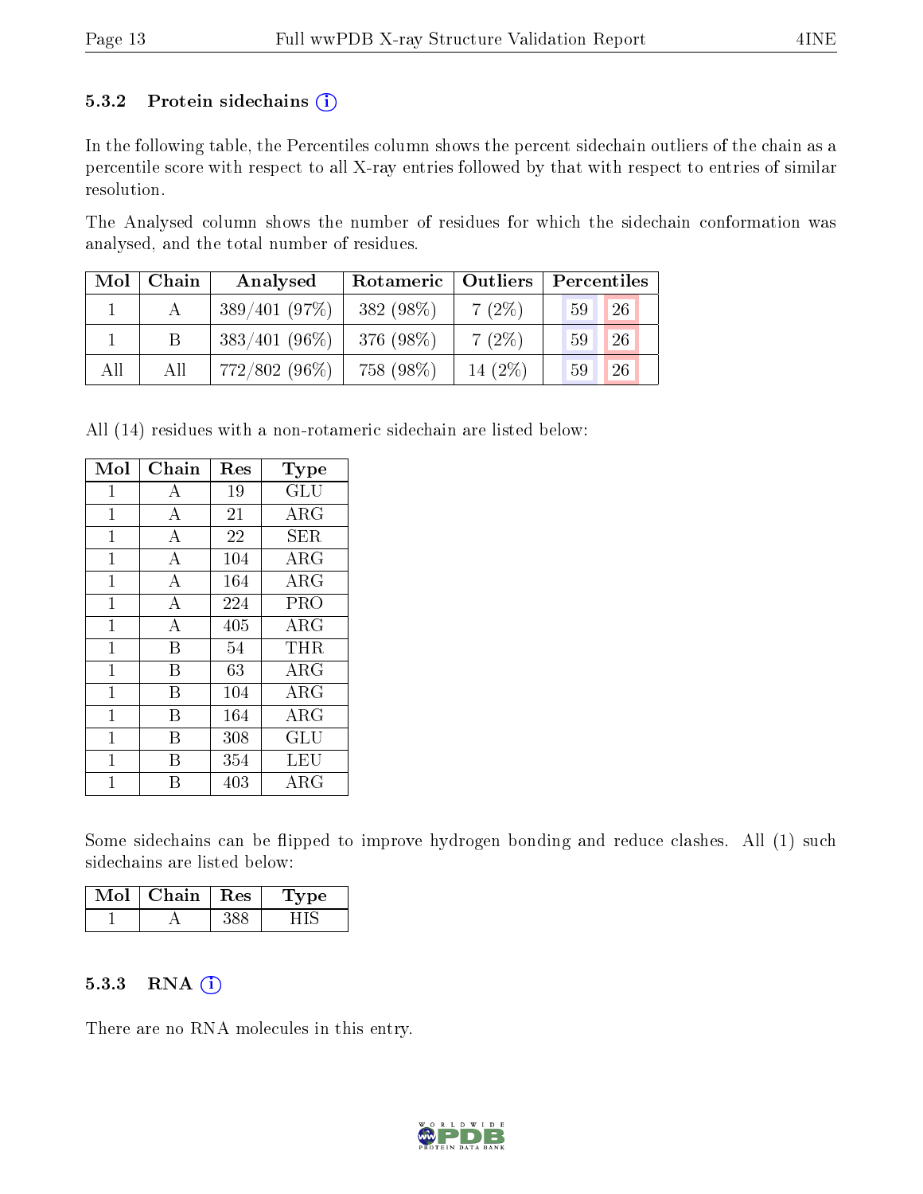### 5.3.2 Protein sidechains (i)

In the following table, the Percentiles column shows the percent sidechain outliers of the chain as a percentile score with respect to all X-ray entries followed by that with respect to entries of similar resolution.

The Analysed column shows the number of residues for which the sidechain conformation was analysed, and the total number of residues.

| Mol | Chain | Analysed | Rotameric | Outliers | Percentiles | |
|---|---|---|---|---|---|---|
| 1 | A | 389/401 (97%) | 382 (98%) | 7 (2%) | 59 | 26 |
| 1 | B | 383/401 (96%) | 376 (98%) | 7 (2%) | 59 | 26 |
| All | All | 772/802 (96%) | 758 (98%) | 14 (2%) | 59 | 26 |

All (14) residues with a non-rotameric sidechain are listed below:

| Mol | Chain | Res | Type |
|---|---|---|---|
| 1 | A | 19 | GLU |
| 1 | A | 21 | ARG |
| 1 | A | 22 | SER |
| 1 | A | 104 | ARG |
| 1 | A | 164 | ARG |
| 1 | A | 224 | PRO |
| 1 | A | 405 | ARG |
| 1 | B | 54 | THR |
| 1 | B | 63 | ARG |
| 1 | B | 104 | ARG |
| 1 | B | 164 | ARG |
| 1 | B | 308 | GLU |
| 1 | B | 354 | LEU |
| 1 | B | 403 | ARG |

Some sidechains can be flipped to improve hydrogen bonding and reduce clashes. All (1) such sidechains are listed below:

| Mol | Chain | Res | Type |
|---|---|---|---|
| 1 | A | 388 | HIS |

### 5.3.3 RNA (i)

There are no RNA molecules in this entry.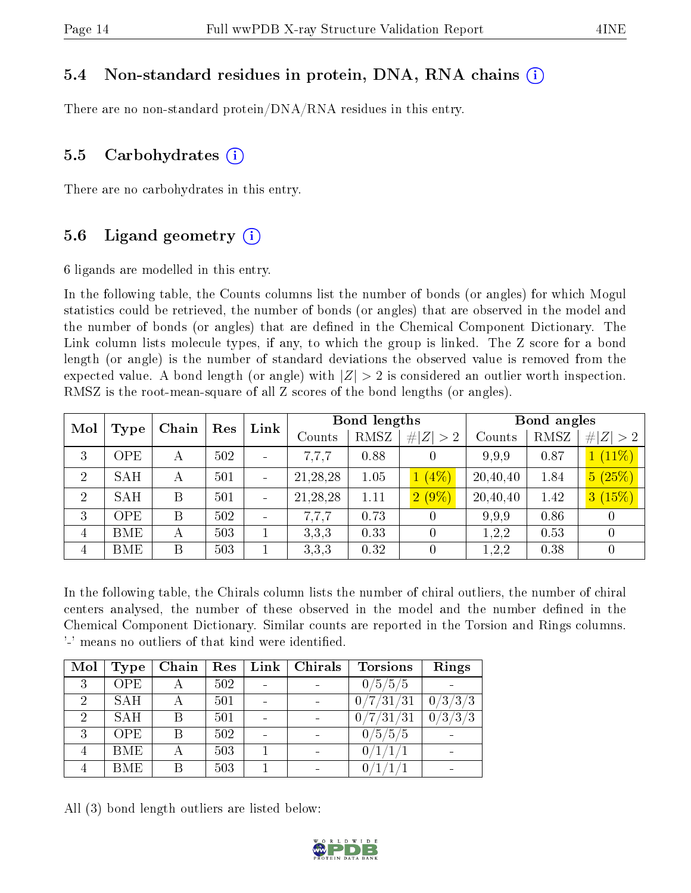### 5.4 Non-standard residues in protein, DNA, RNA chains (i)

There are no non-standard protein/DNA/RNA residues in this entry.

### 5.5 Carbohydrates (i)

There are no carbohydrates in this entry.

### 5.6 Ligand geometry (i)

6 ligands are modelled in this entry.

In the following table, the Counts columns list the number of bonds (or angles) for which Mogul statistics could be retrieved, the number of bonds (or angles) that are observed in the model and the number of bonds (or angles) that are defined in the Chemical Component Dictionary. The Link column lists molecule types, if any, to which the group is linked. The Z score for a bond length (or angle) is the number of standard deviations the observed value is removed from the expected value. A bond length (or angle) with $|Z| > 2$ is considered an outlier worth inspection. RMSZ is the root-mean-square of all Z scores of the bond lengths (or angles).

| Mol | Type | Chain | Res | Link | Bond lengths | | | Bond angles | | |
|---|---|---|---|---|---|---|---|---|---|---|
| | | | | | Counts | RMSZ | $\#\|Z\| > 2$ | Counts | RMSZ | $\#\|Z\| > 2$ |
| 3 | OPE | A | 502 | - | 7,7,7 | 0.88 | 0 | 9,9,9 | 0.87 | 1 (11%) |
| 2 | SAH | A | 501 | - | 21,28,28 | 1.05 | 1 (4%) | 20,40,40 | 1.84 | 5 (25%) |
| 2 | SAH | B | 501 | - | 21,28,28 | 1.11 | 2 (9%) | 20,40,40 | 1.42 | 3 (15%) |
| 3 | OPE | B | 502 | - | 7,7,7 | 0.73 | 0 | 9,9,9 | 0.86 | 0 |
| 4 | BME | A | 503 | 1 | 3,3,3 | 0.33 | 0 | 1,2,2 | 0.53 | 0 |
| 4 | BME | B | 503 | 1 | 3,3,3 | 0.32 | 0 | 1,2,2 | 0.38 | 0 |

In the following table, the Chirals column lists the number of chiral outliers, the number of chiral centers analysed, the number of these observed in the model and the number defined in the Chemical Component Dictionary. Similar counts are reported in the Torsion and Rings columns. '-' means no outliers of that kind were identified.

| Mol | Type | Chain | Res | Link | Chirals | Torsions | Rings |
|---|---|---|---|---|---|---|---|
| 3 | OPE | A | 502 | - | - | 0/5/5/5 | - |
| 2 | SAH | A | 501 | - | - | 0/7/31/31 | 0/3/3/3 |
| 2 | SAH | B | 501 | - | - | 0/7/31/31 | 0/3/3/3 |
| 3 | OPE | B | 502 | - | - | 0/5/5/5 | - |
| 4 | BME | A | 503 | 1 | - | 0/1/1/1 | - |
| 4 | BME | B | 503 | 1 | - | 0/1/1/1 | - |

All (3) bond length outliers are listed below: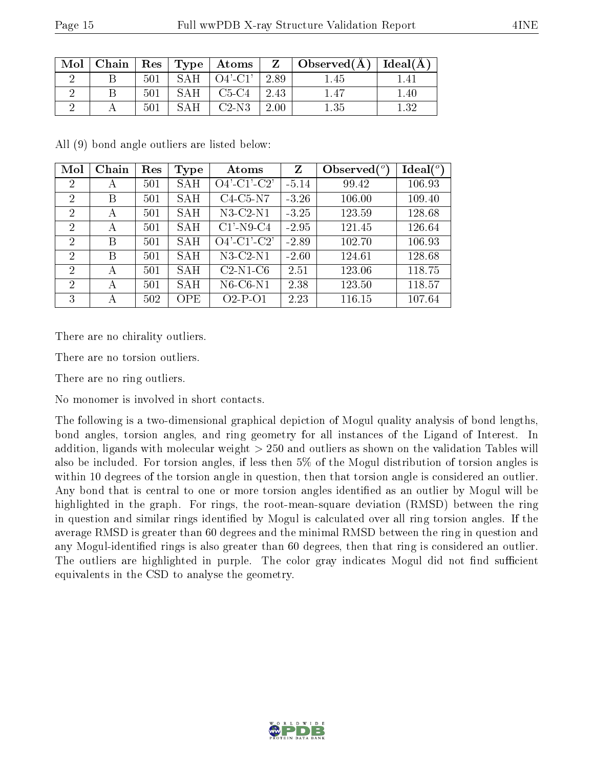| Mol | Chain | Res | Type | Atoms | Z | Observed(Å) | Ideal(Å) |
|---|---|---|---|---|---|---|---|
| 2 | B | 501 | SAH | O4'-C1' | 2.89 | 1.45 | 1.41 |
| 2 | B | 501 | SAH | C5-C4 | 2.43 | 1.47 | 1.40 |
| 2 | A | 501 | SAH | C2-N3 | 2.00 | 1.35 | 1.32 |

All (9) bond angle outliers are listed below:

| Mol | Chain | Res | Type | Atoms | Z | Observed($^o$) | Ideal($^o$) |
|---|---|---|---|---|---|---|---|
| 2 | A | 501 | SAH | O4'-C1'-C2' | -5.14 | 99.42 | 106.93 |
| 2 | B | 501 | SAH | C4-C5-N7 | -3.26 | 106.00 | 109.40 |
| 2 | A | 501 | SAH | N3-C2-N1 | -3.25 | 123.59 | 128.68 |
| 2 | A | 501 | SAH | C1'-N9-C4 | -2.95 | 121.45 | 126.64 |
| 2 | B | 501 | SAH | O4'-C1'-C2' | -2.89 | 102.70 | 106.93 |
| 2 | B | 501 | SAH | N3-C2-N1 | -2.60 | 124.61 | 128.68 |
| 2 | A | 501 | SAH | C2-N1-C6 | 2.51 | 123.06 | 118.75 |
| 2 | A | 501 | SAH | N6-C6-N1 | 2.38 | 123.50 | 118.57 |
| 3 | A | 502 | OPE | O2-P-O1 | 2.23 | 116.15 | 107.64 |

There are no chirality outliers.

There are no torsion outliers.

There are no ring outliers.

No monomer is involved in short contacts.

The following is a two-dimensional graphical depiction of Mogul quality analysis of bond lengths, bond angles, torsion angles, and ring geometry for all instances of the Ligand of Interest. In addition, ligands with molecular weight > 250 and outliers as shown on the validation Tables will also be included. For torsion angles, if less then 5% of the Mogul distribution of torsion angles is within 10 degrees of the torsion angle in question, then that torsion angle is considered an outlier. Any bond that is central to one or more torsion angles identified as an outlier by Mogul will be highlighted in the graph. For rings, the root-mean-square deviation (RMSD) between the ring in question and similar rings identified by Mogul is calculated over all ring torsion angles. If the average RMSD is greater than 60 degrees and the minimal RMSD between the ring in question and any Mogul-identified rings is also greater than 60 degrees, then that ring is considered an outlier. The outliers are highlighted in purple. The color gray indicates Mogul did not find sufficient equivalents in the CSD to analyse the geometry.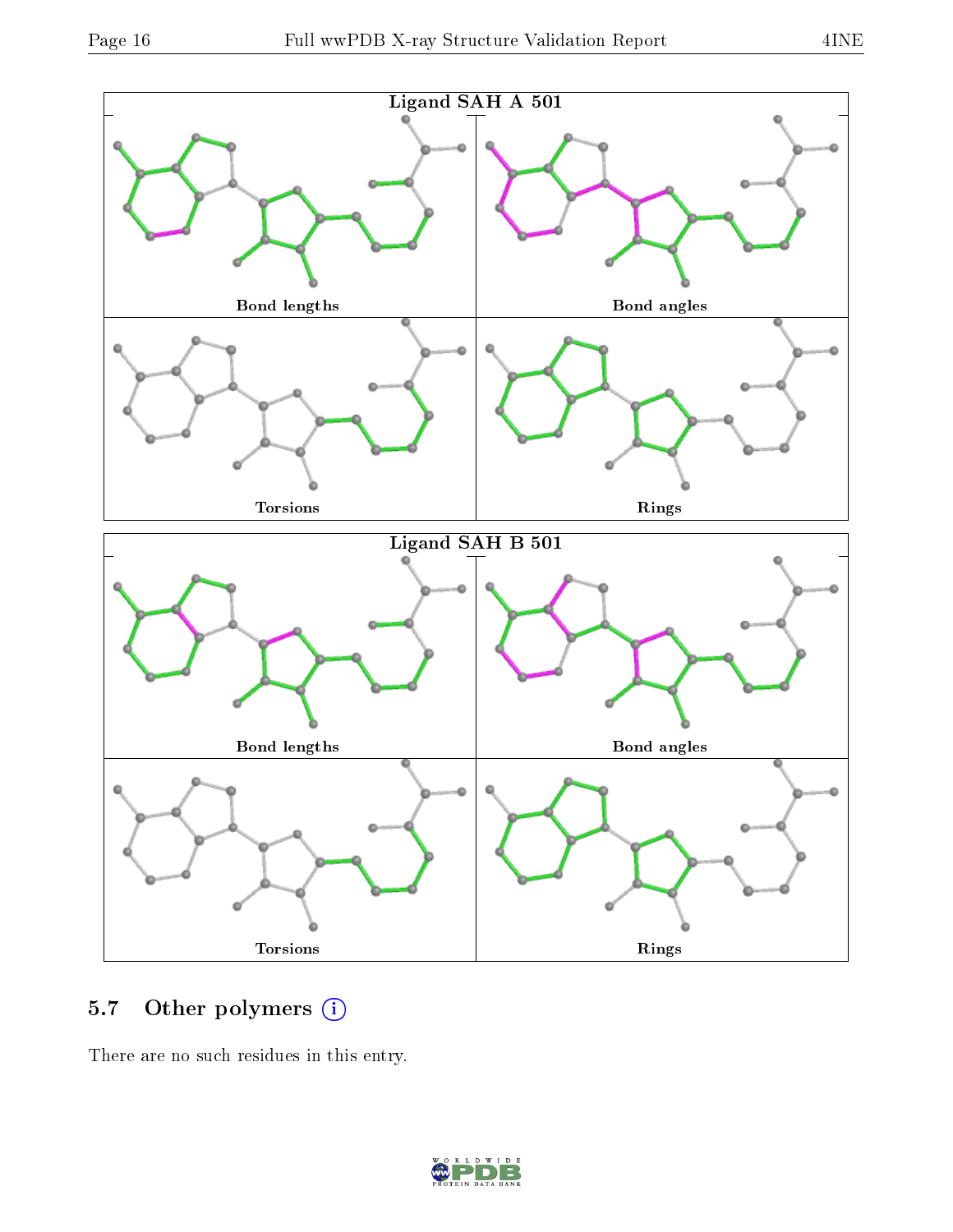Ligand SAH A 501

Bond lengths

Bond angles

Torsions

Rings

Ligand SAH B 501

Bond lengths

Bond angles

Torsions

Rings

## 5.7 Other polymers

There are no such residues in this entry.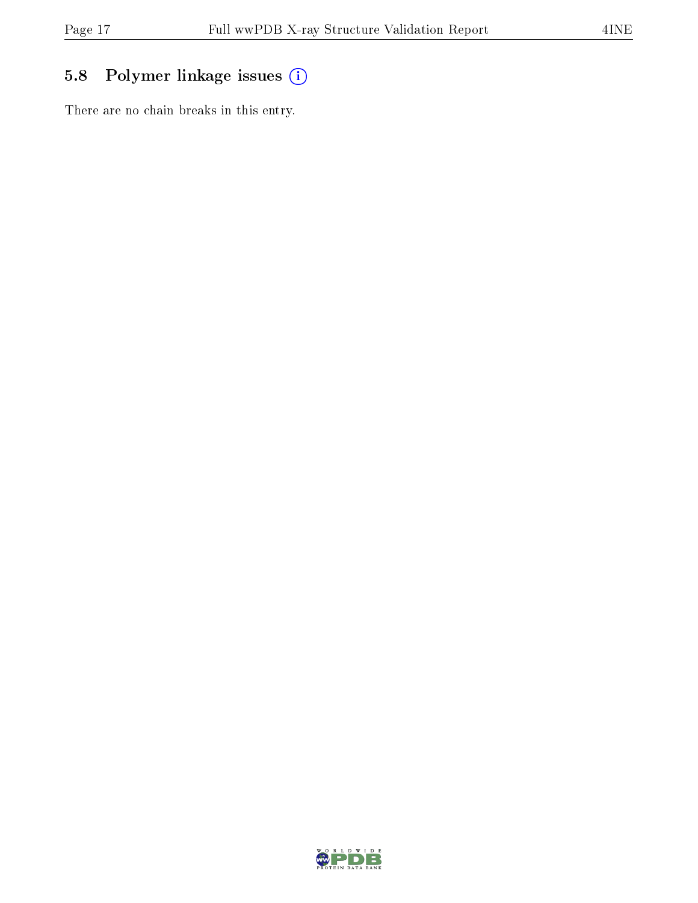## 5.8 Polymer linkage issues

There are no chain breaks in this entry.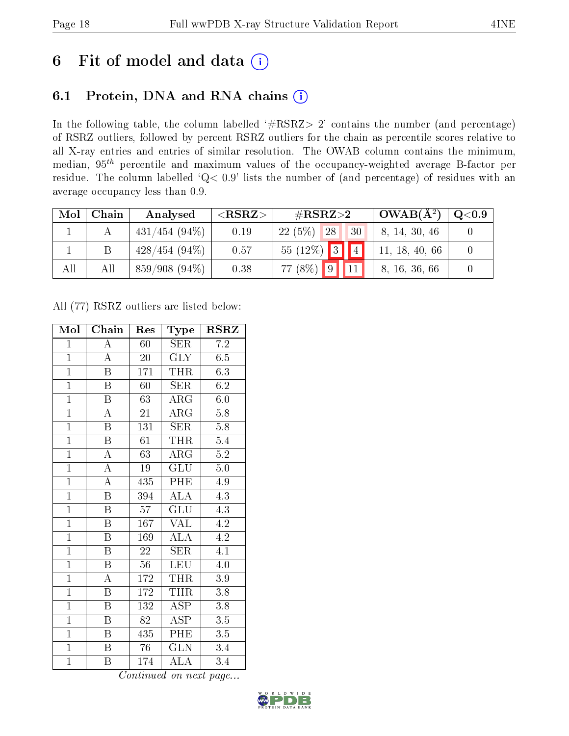# 6 Fit of model and data (i)

## 6.1 Protein, DNA and RNA chains (i)

In the following table, the column labelled '#RSRZ> 2' contains the number (and percentage) of RSRZ outliers, followed by percent RSRZ outliers for the chain as percentile scores relative to all X-ray entries and entries of similar resolution. The OWAB column contains the minimum, median, $95^{th}$ percentile and maximum values of the occupancy-weighted average B-factor per residue. The column labelled 'Q< 0.9' lists the number of (and percentage) of residues with an average occupancy less than 0.9.

| Mol | Chain | Analysed | <RSRZ> | #RSRZ>2 | | | OWAB(Å$^2$) | Q<0.9 |
|---|---|---|---|---|---|---|---|---|
| 1 | A | 431/454 (94%) | 0.19 | 22 (5%) | 28 | 30 | 8, 14, 30, 46 | 0 |
| 1 | B | 428/454 (94%) | 0.57 | 55 (12%) | 3 | 4 | 11, 18, 40, 66 | 0 |
| All | All | 859/908 (94%) | 0.38 | 77 (8%) | 9 | 11 | 8, 16, 36, 66 | 0 |

All (77) RSRZ outliers are listed below:

| Mol | Chain | Res | Type | RSRZ |
|---|---|---|---|---|
| 1 | A | 60 | SER | 7.2 |
| 1 | A | 20 | GLY | 6.5 |
| 1 | B | 171 | THR | 6.3 |
| 1 | B | 60 | SER | 6.2 |
| 1 | B | 63 | ARG | 6.0 |
| 1 | A | 21 | ARG | 5.8 |
| 1 | B | 131 | SER | 5.8 |
| 1 | B | 61 | THR | 5.4 |
| 1 | A | 63 | ARG | 5.2 |
| 1 | A | 19 | GLU | 5.0 |
| 1 | A | 435 | PHE | 4.9 |
| 1 | B | 394 | ALA | 4.3 |
| 1 | B | 57 | GLU | 4.3 |
| 1 | B | 167 | VAL | 4.2 |
| 1 | B | 169 | ALA | 4.2 |
| 1 | B | 22 | SER | 4.1 |
| 1 | B | 56 | LEU | 4.0 |
| 1 | A | 172 | THR | 3.9 |
| 1 | B | 172 | THR | 3.8 |
| 1 | B | 132 | ASP | 3.8 |
| 1 | B | 82 | ASP | 3.5 |
| 1 | B | 435 | PHE | 3.5 |
| 1 | B | 76 | GLN | 3.4 |
| 1 | B | 174 | ALA | 3.4 |

*Continued on next page...*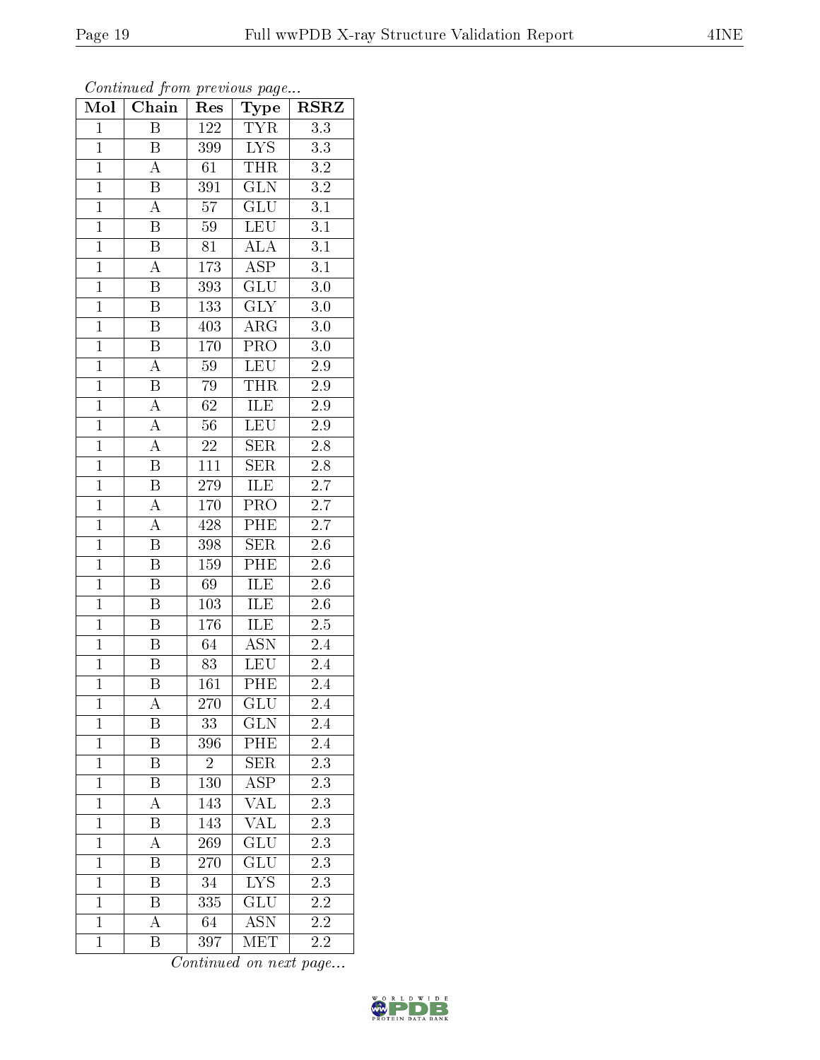*Continued from previous page...*

| Mol | Chain | Res | Type | RSRZ |
|---|---|---|---|---|
| 1 | B | 122 | TYR | 3.3 |
| 1 | B | 399 | LYS | 3.3 |
| 1 | A | 61 | THR | 3.2 |
| 1 | B | 391 | GLN | 3.2 |
| 1 | A | 57 | GLU | 3.1 |
| 1 | B | 59 | LEU | 3.1 |
| 1 | B | 81 | ALA | 3.1 |
| 1 | A | 173 | ASP | 3.1 |
| 1 | B | 393 | GLU | 3.0 |
| 1 | B | 133 | GLY | 3.0 |
| 1 | B | 403 | ARG | 3.0 |
| 1 | B | 170 | PRO | 3.0 |
| 1 | A | 59 | LEU | 2.9 |
| 1 | B | 79 | THR | 2.9 |
| 1 | A | 62 | ILE | 2.9 |
| 1 | A | 56 | LEU | 2.9 |
| 1 | A | 22 | SER | 2.8 |
| 1 | B | 111 | SER | 2.8 |
| 1 | B | 279 | ILE | 2.7 |
| 1 | A | 170 | PRO | 2.7 |
| 1 | A | 428 | PHE | 2.7 |
| 1 | B | 398 | SER | 2.6 |
| 1 | B | 159 | PHE | 2.6 |
| 1 | B | 69 | ILE | 2.6 |
| 1 | B | 103 | ILE | 2.6 |
| 1 | B | 176 | ILE | 2.5 |
| 1 | B | 64 | ASN | 2.4 |
| 1 | B | 83 | LEU | 2.4 |
| 1 | B | 161 | PHE | 2.4 |
| 1 | A | 270 | GLU | 2.4 |
| 1 | B | 33 | GLN | 2.4 |
| 1 | B | 396 | PHE | 2.4 |
| 1 | B | 2 | SER | 2.3 |
| 1 | B | 130 | ASP | 2.3 |
| 1 | A | 143 | VAL | 2.3 |
| 1 | B | 143 | VAL | 2.3 |
| 1 | A | 269 | GLU | 2.3 |
| 1 | B | 270 | GLU | 2.3 |
| 1 | B | 34 | LYS | 2.3 |
| 1 | B | 335 | GLU | 2.2 |
| 1 | A | 64 | ASN | 2.2 |
| 1 | B | 397 | MET | 2.2 |

*Continued on next page...*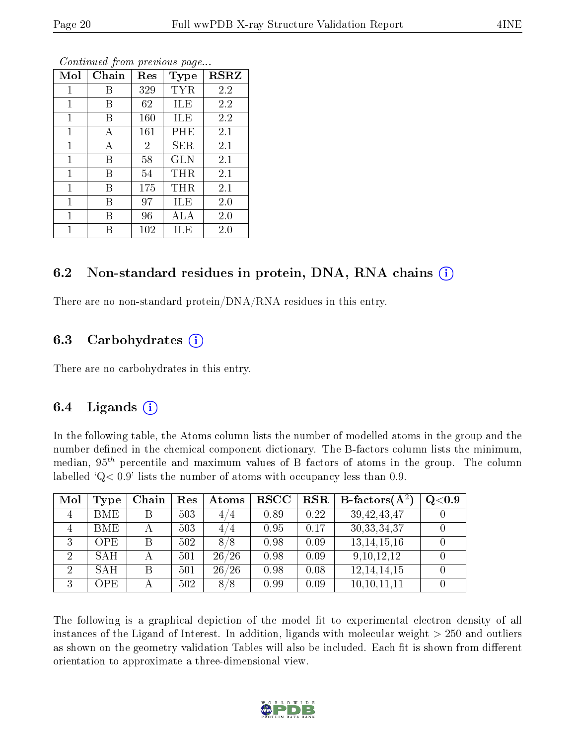*Continued from previous page...*

| Mol | Chain | Res | Type | RSRZ |
|---|---|---|---|---|
| 1 | B | 329 | TYR | 2.2 |
| 1 | B | 62 | ILE | 2.2 |
| 1 | B | 160 | ILE | 2.2 |
| 1 | A | 161 | PHE | 2.1 |
| 1 | A | 2 | SER | 2.1 |
| 1 | B | 58 | GLN | 2.1 |
| 1 | B | 54 | THR | 2.1 |
| 1 | B | 175 | THR | 2.1 |
| 1 | B | 97 | ILE | 2.0 |
| 1 | B | 96 | ALA | 2.0 |
| 1 | B | 102 | ILE | 2.0 |

## 6.2 Non-standard residues in protein, DNA, RNA chains

There are no non-standard protein/DNA/RNA residues in this entry.

## 6.3 Carbohydrates

There are no carbohydrates in this entry.

## 6.4 Ligands

In the following table, the Atoms column lists the number of modelled atoms in the group and the number defined in the chemical component dictionary. The B-factors column lists the minimum, median, $95^{th}$ percentile and maximum values of B factors of atoms in the group. The column labelled 'Q< 0.9' lists the number of atoms with occupancy less than 0.9.

| Mol | Type | Chain | Res | Atoms | RSCC | RSR | B-factors($Å^2$) | Q<0.9 |
|---|---|---|---|---|---|---|---|---|
| 4 | BME | B | 503 | 4/4 | 0.89 | 0.22 | 39,42,43,47 | 0 |
| 4 | BME | A | 503 | 4/4 | 0.95 | 0.17 | 30,33,34,37 | 0 |
| 3 | OPE | B | 502 | 8/8 | 0.98 | 0.09 | 13,14,15,16 | 0 |
| 2 | SAH | A | 501 | 26/26 | 0.98 | 0.09 | 9,10,12,12 | 0 |
| 2 | SAH | B | 501 | 26/26 | 0.98 | 0.08 | 12,14,14,15 | 0 |
| 3 | OPE | A | 502 | 8/8 | 0.99 | 0.09 | 10,10,11,11 | 0 |

The following is a graphical depiction of the model fit to experimental electron density of all instances of the Ligand of Interest. In addition, ligands with molecular weight > 250 and outliers as shown on the geometry validation Tables will also be included. Each fit is shown from different orientation to approximate a three-dimensional view.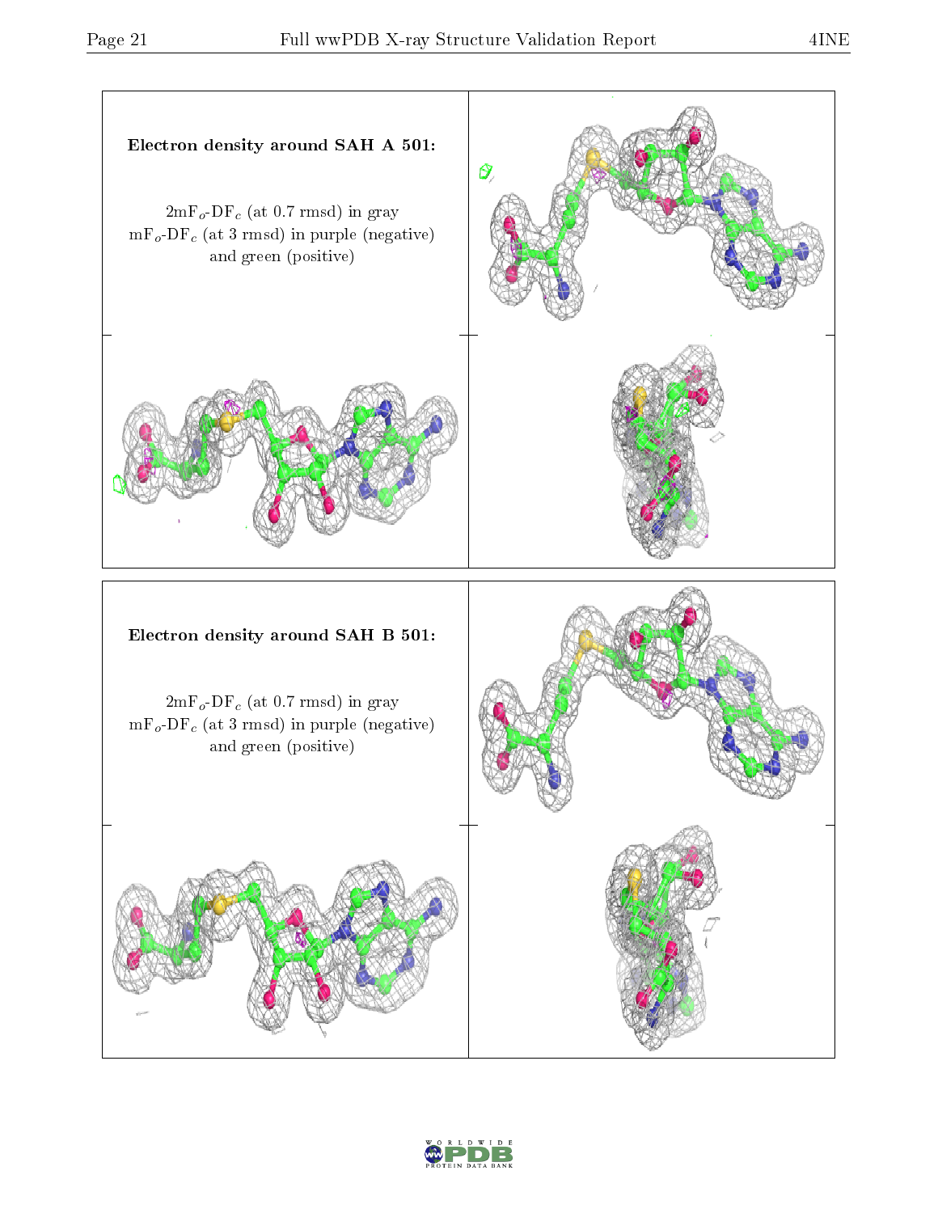**Electron density around SAH A 501:**

$2mF_o$-$DF_c$ (at 0.7 rmsd) in gray
$mF_o$-$DF_c$ (at 3 rmsd) in purple (negative)
and green (positive)

**Electron density around SAH B 501:**

$2mF_o$-$DF_c$ (at 0.7 rmsd) in gray
$mF_o$-$DF_c$ (at 3 rmsd) in purple (negative)
and green (positive)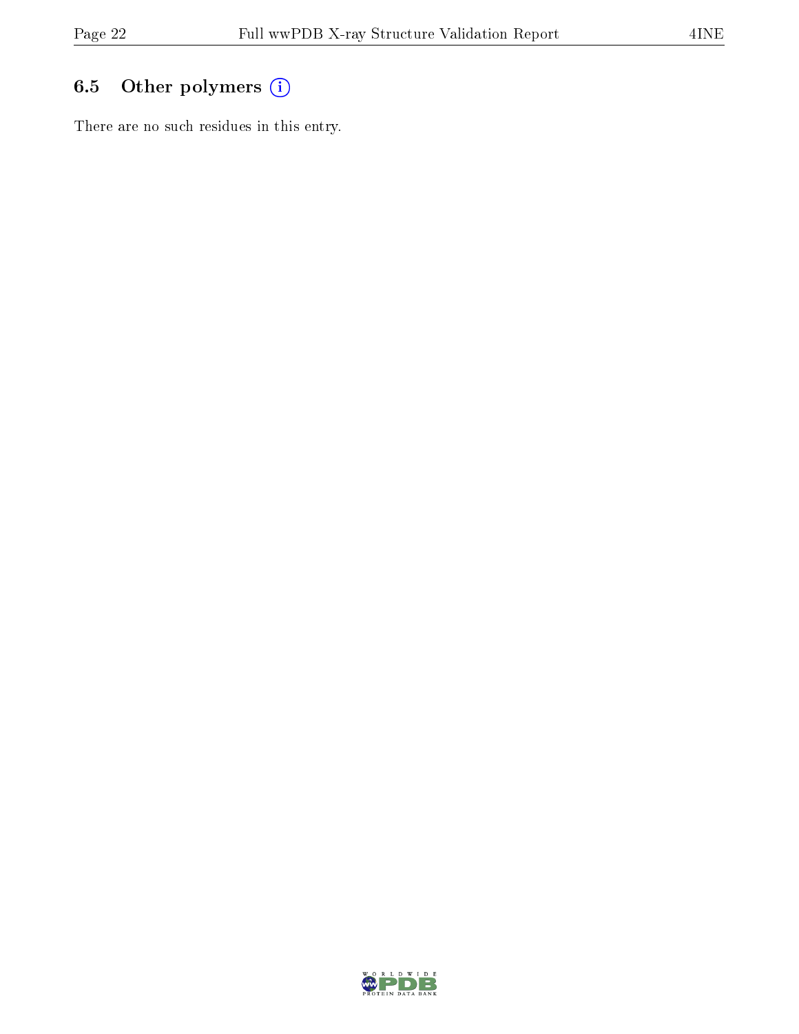## 6.5 Other polymers

There are no such residues in this entry.